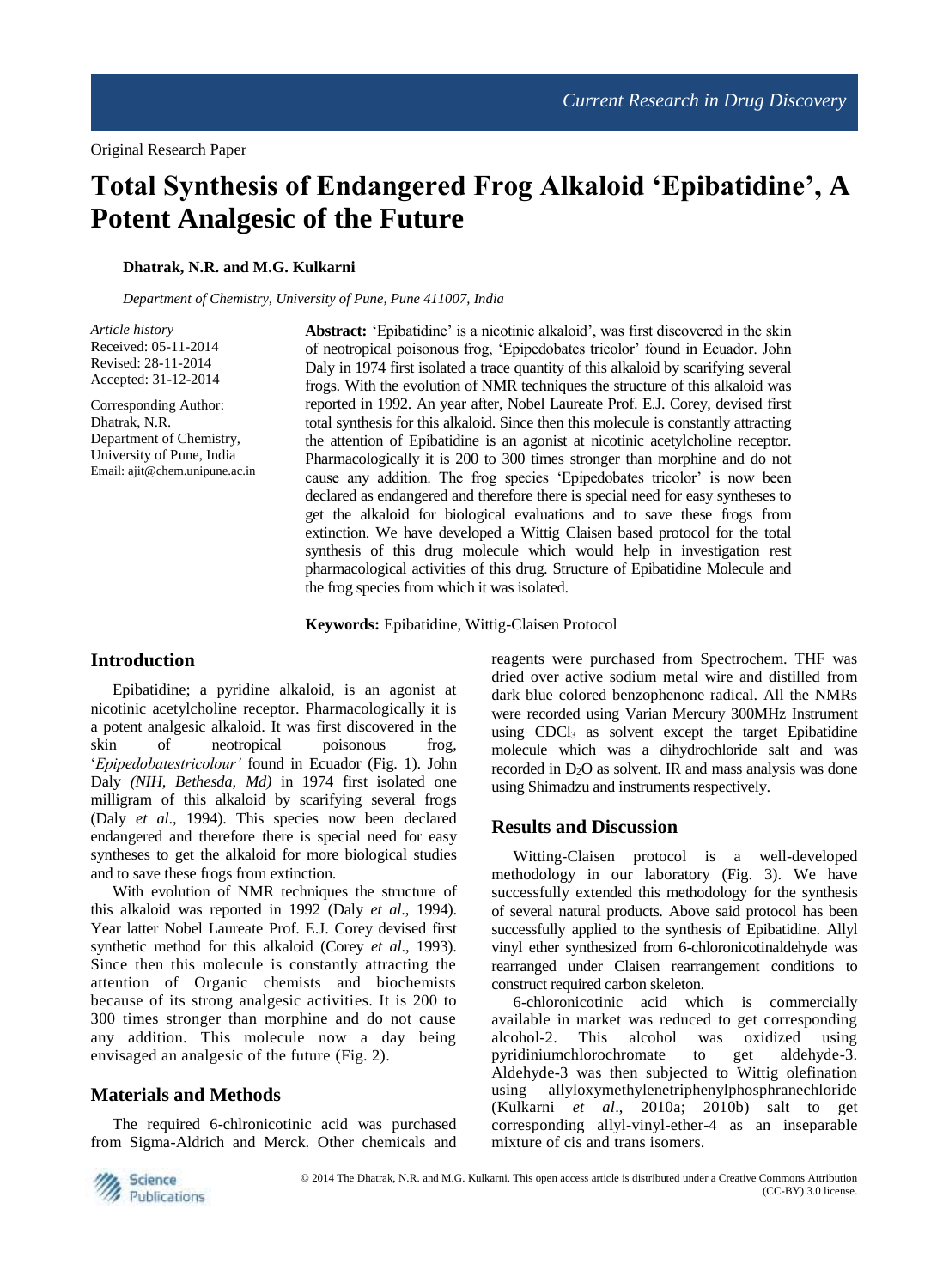Original Research Paper

# Total Synthesis of Endangered Frog Alkaloid 'Epibatidine', A Potent Analgesic of the Future

**Dhatrak, N.R. and M.G. Kulkarni**

*Department of Chemistry, University of Pune, Pune 411007, India*

*Article history*
Received: 05-11-2014
Revised: 28-11-2014
Accepted: 31-12-2014

Corresponding Author:
Dhatrak, N.R.
Department of Chemistry,
University of Pune, India
Email: ajit@chem.unipune.ac.in

**Abstract:** 'Epibatidine' is a nicotinic alkaloid', was first discovered in the skin of neotropical poisonous frog, 'Epipedobates tricolor' found in Ecuador. John Daly in 1974 first isolated a trace quantity of this alkaloid by scarifying several frogs. With the evolution of NMR techniques the structure of this alkaloid was reported in 1992. An year after, Nobel Laureate Prof. E.J. Corey, devised first total synthesis for this alkaloid. Since then this molecule is constantly attracting the attention of Epibatidine is an agonist at nicotinic acetylcholine receptor. Pharmacologically it is 200 to 300 times stronger than morphine and do not cause any addition. The frog species 'Epipedobates tricolor' is now been declared as endangered and therefore there is special need for easy syntheses to get the alkaloid for biological evaluations and to save these frogs from extinction. We have developed a Wittig Claisen based protocol for the total synthesis of this drug molecule which would help in investigation rest pharmacological activities of this drug. Structure of Epibatidine Molecule and the frog species from which it was isolated.

**Keywords:** Epibatidine, Wittig-Claisen Protocol

## Introduction

Epibatidine; a pyridine alkaloid, is an agonist at nicotinic acetylcholine receptor. Pharmacologically it is a potent analgesic alkaloid. It was first discovered in the skin of neotropical poisonous frog, '*Epipedobatestricolour'* found in Ecuador (Fig. 1). John Daly *(NIH, Bethesda, Md)* in 1974 first isolated one milligram of this alkaloid by scarifying several frogs (Daly *et al*., 1994). This species now been declared endangered and therefore there is special need for easy syntheses to get the alkaloid for more biological studies and to save these frogs from extinction.

With evolution of NMR techniques the structure of this alkaloid was reported in 1992 (Daly *et al*., 1994). Year latter Nobel Laureate Prof. E.J. Corey devised first synthetic method for this alkaloid (Corey *et al*., 1993). Since then this molecule is constantly attracting the attention of Organic chemists and biochemists because of its strong analgesic activities. It is 200 to 300 times stronger than morphine and do not cause any addition. This molecule now a day being envisaged an analgesic of the future (Fig. 2).

## Materials and Methods

The required 6-chlronicotinic acid was purchased from Sigma-Aldrich and Merck. Other chemicals and reagents were purchased from Spectrochem. THF was dried over active sodium metal wire and distilled from dark blue colored benzophenone radical. All the NMRs were recorded using Varian Mercury 300MHz Instrument using $CDCl_3$ as solvent except the target Epibatidine molecule which was a dihydrochloride salt and was recorded in $D_2O$ as solvent. IR and mass analysis was done using Shimadzu and instruments respectively.

## Results and Discussion

Witting-Claisen protocol is a well-developed methodology in our laboratory (Fig. 3). We have successfully extended this methodology for the synthesis of several natural products. Above said protocol has been successfully applied to the synthesis of Epibatidine. Allyl vinyl ether synthesized from 6-chloronicotinaldehyde was rearranged under Claisen rearrangement conditions to construct required carbon skeleton.

6-chloronicotinic acid which is commercially available in market was reduced to get corresponding alcohol-2. This alcohol was oxidized using pyridiniumchlorochromate to get aldehyde-3. Aldehyde-3 was then subjected to Wittig olefination using allyloxymethylenetriphenylphosphranechloride (Kulkarni *et al*., 2010a; 2010b) salt to get corresponding allyl-vinyl-ether-4 as an inseparable mixture of cis and trans isomers.

© 2014 The Dhatrak, N.R. and M.G. Kulkarni. This open access article is distributed under a Creative Commons Attribution (CC-BY) 3.0 license.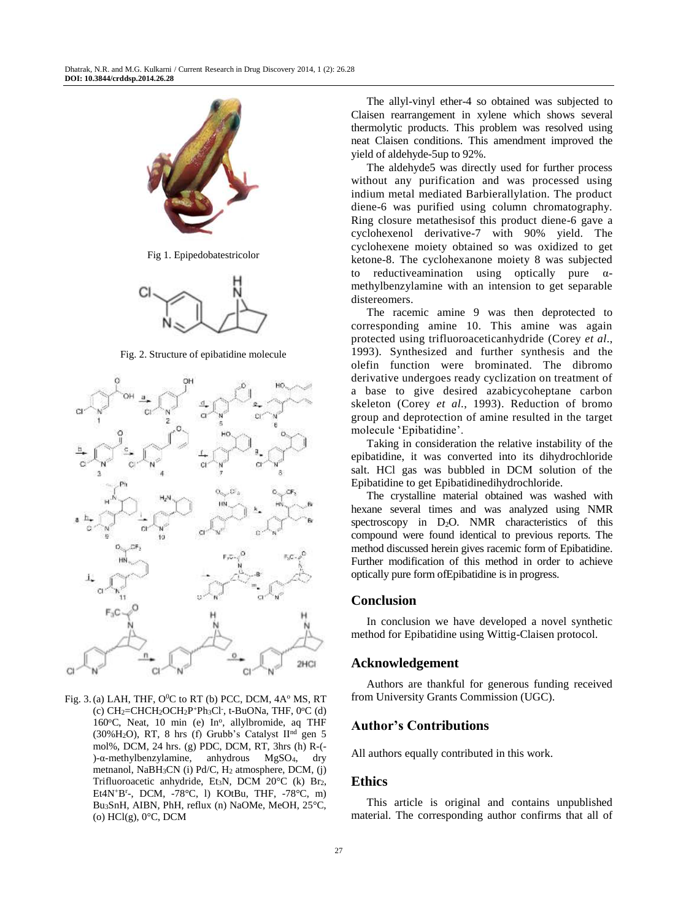Fig 1. Epipedobatestricolor

Fig. 2. Structure of epibatidine molecule

Fig. 3. (a) LAH, THF, $0^0$C to RT (b) PCC, DCM, 4A$^o$ MS, RT (c) $CH_2$=$CHCH_2OCH_2P^+Ph_3Cl^-$, t-BuONa, THF, $0^o$C (d) $160^o$C, Neat, 10 min (e) $In^o$, allylbromide, aq THF (30%$H_2O$), RT, 8 hrs (f) Grubb's Catalyst II$^{nd}$ gen 5 mol%, DCM, 24 hrs. (g) PDC, DCM, RT, 3hrs (h) R-(-)-α-methylbenzylamine, anhydrous $MgSO_4$, dry metnanol, $NaBH_3CN$ (i) Pd/C, $H_2$ atmosphere, DCM, (j) Trifluoroacetic anhydride, $Et_3N$, DCM 20°C (k) $Br_2$, $Et4N^+Br^-$, DCM, -78°C, l) KOtBu, THF, -78°C, m) $Bu_3SnH$, AIBN, PhH, reflux (n) NaOMe, MeOH, 25°C, (o) HCl(g), 0°C, DCM

The allyl-vinyl ether-4 so obtained was subjected to Claisen rearrangement in xylene which shows several thermolytic products. This problem was resolved using neat Claisen conditions. This amendment improved the yield of aldehyde-5up to 92%.

The aldehyde5 was directly used for further process without any purification and was processed using indium metal mediated Barbierallylation. The product diene-6 was purified using column chromatography. Ring closure metathesisof this product diene-6 gave a cyclohexenol derivative-7 with 90% yield. The cyclohexene moiety obtained so was oxidized to get ketone-8. The cyclohexanone moiety 8 was subjected to reductiveamination using optically pure α-methylbenzylamine with an intension to get separable distereomers.

The racemic amine 9 was then deprotected to corresponding amine 10. This amine was again protected using trifluoroaceticanhydride (Corey *et al*., 1993). Synthesized and further synthesis and the olefin function were brominated. The dibromo derivative undergoes ready cyclization on treatment of a base to give desired azabicycoheptane carbon skeleton (Corey *et al*., 1993). Reduction of bromo group and deprotection of amine resulted in the target molecule 'Epibatidine'.

Taking in consideration the relative instability of the epibatidine, it was converted into its dihydrochloride salt. HCl gas was bubbled in DCM solution of the Epibatidine to get Epibatidinedihydrochloride.

The crystalline material obtained was washed with hexane several times and was analyzed using NMR spectroscopy in $D_2O$. NMR characteristics of this compound were found identical to previous reports. The method discussed herein gives racemic form of Epibatidine. Further modification of this method in order to achieve optically pure form ofEpibatidine is in progress.

## Conclusion

In conclusion we have developed a novel synthetic method for Epibatidine using Wittig-Claisen protocol.

## Acknowledgement

Authors are thankful for generous funding received from University Grants Commission (UGC).

## Author's Contributions

All authors equally contributed in this work.

## Ethics

This article is original and contains unpublished material. The corresponding author confirms that all of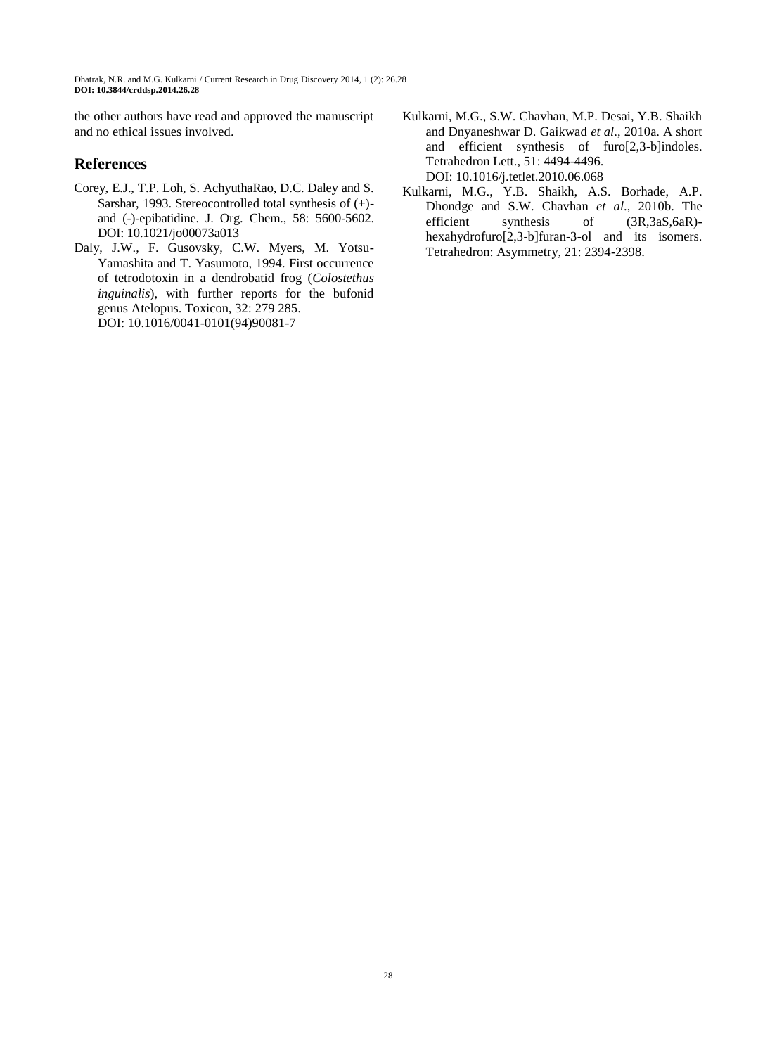the other authors have read and approved the manuscript and no ethical issues involved.

## References

Corey, E.J., T.P. Loh, S. AchyuthaRao, D.C. Daley and S. Sarshar, 1993. Stereocontrolled total synthesis of (+)- and (-)-epibatidine. J. Org. Chem., 58: 5600-5602. DOI: 10.1021/jo00073a013

Daly, J.W., F. Gusovsky, C.W. Myers, M. Yotsu-Yamashita and T. Yasumoto, 1994. First occurrence of tetrodotoxin in a dendrobatid frog (*Colostethus inguinalis*), with further reports for the bufonid genus Atelopus. Toxicon, 32: 279 285. DOI: 10.1016/0041-0101(94)90081-7

Kulkarni, M.G., S.W. Chavhan, M.P. Desai, Y.B. Shaikh and Dnyaneshwar D. Gaikwad *et al*., 2010a. A short and efficient synthesis of furo[2,3-b]indoles. Tetrahedron Lett., 51: 4494-4496. DOI: 10.1016/j.tetlet.2010.06.068

Kulkarni, M.G., Y.B. Shaikh, A.S. Borhade, A.P. Dhondge and S.W. Chavhan *et al*., 2010b. The efficient synthesis of (3R,3aS,6aR)-hexahydrofuro[2,3-b]furan-3-ol and its isomers. Tetrahedron: Asymmetry, 21: 2394-2398.